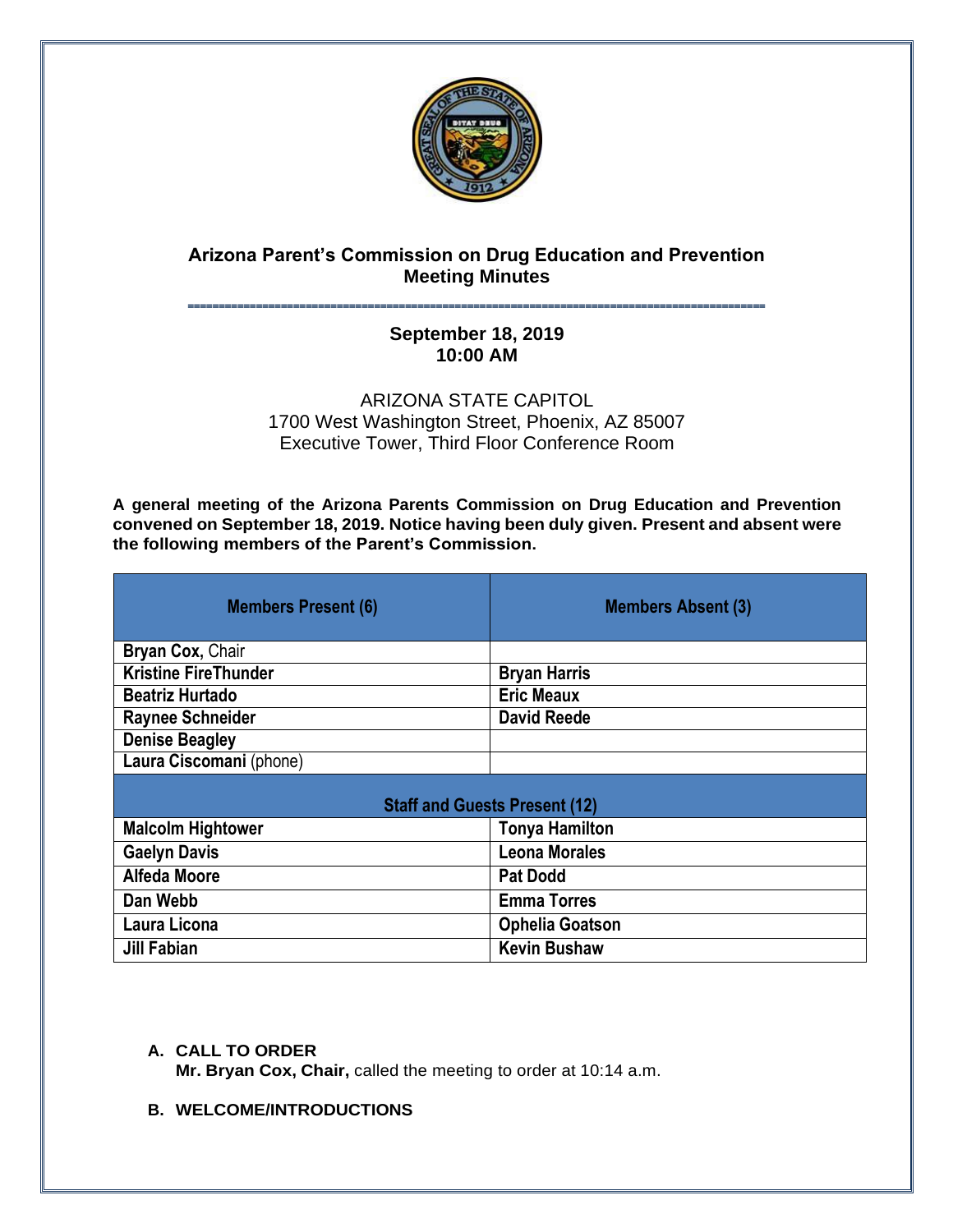# Arizona Parent's Commission on Drug Education and Prevention
## Meeting Minutes

**September 18, 2019**
**10:00 AM**

ARIZONA STATE CAPITOL
1700 West Washington Street, Phoenix, AZ 85007
Executive Tower, Third Floor Conference Room

**A general meeting of the Arizona Parents Commission on Drug Education and Prevention convened on September 18, 2019. Notice having been duly given. Present and absent were the following members of the Parent's Commission.**

| Members Present (6) | Members Absent (3) |
|---|---|
| **Bryan Cox,** Chair | |
| **Kristine FireThunder** | **Bryan Harris** |
| **Beatriz Hurtado** | **Eric Meaux** |
| **Raynee Schneider** | **David Reede** |
| **Denise Beagley** | |
| **Laura Ciscomani** (phone) | |
| **Staff and Guests Present (12)** | |
| **Malcolm Hightower** | **Tonya Hamilton** |
| **Gaelyn Davis** | **Leona Morales** |
| **Alfeda Moore** | **Pat Dodd** |
| **Dan Webb** | **Emma Torres** |
| **Laura Licona** | **Ophelia Goatson** |
| **Jill Fabian** | **Kevin Bushaw** |

**A. CALL TO ORDER**
**Mr. Bryan Cox, Chair,** called the meeting to order at 10:14 a.m.

**B. WELCOME/INTRODUCTIONS**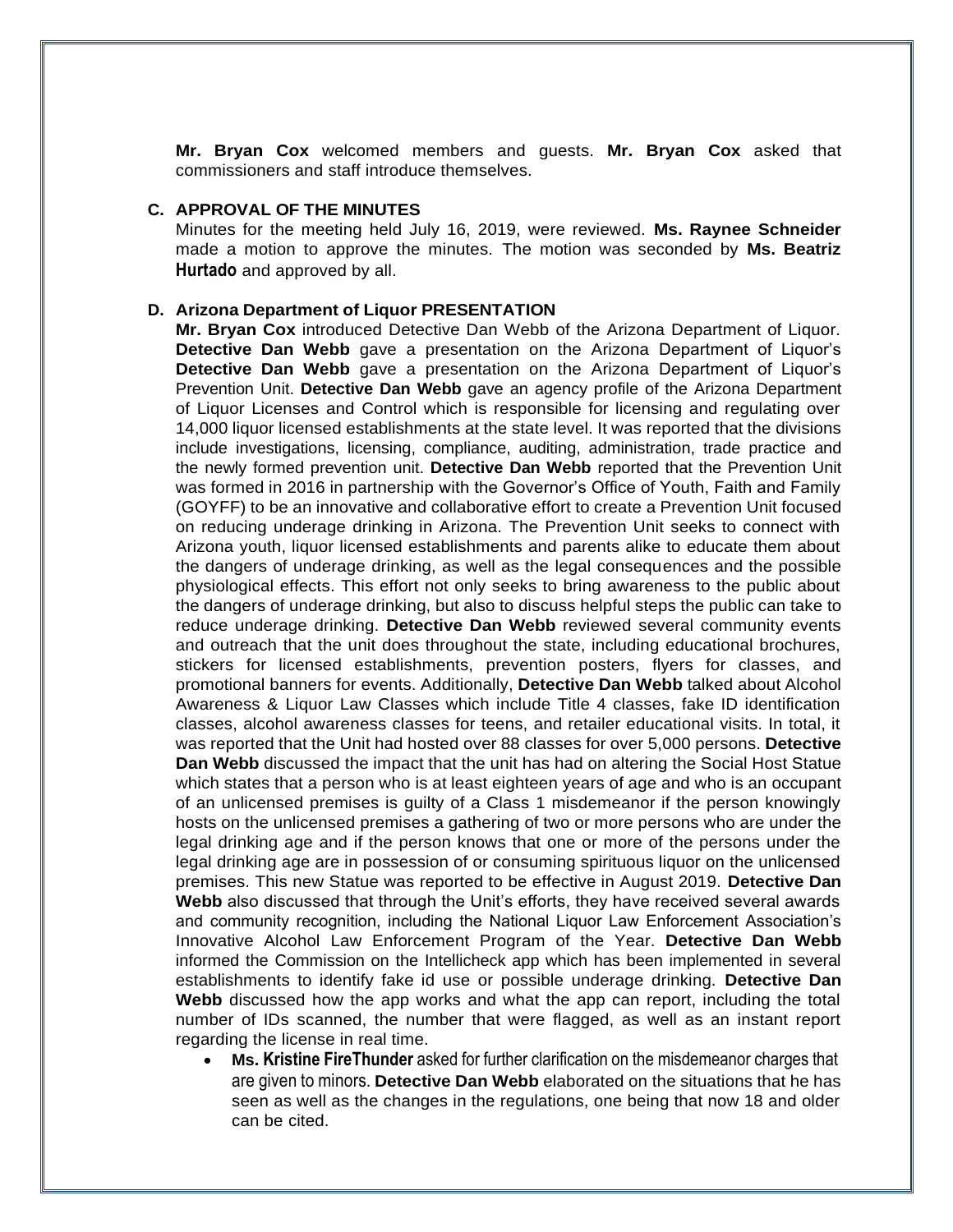**Mr. Bryan Cox** welcomed members and guests. **Mr. Bryan Cox** asked that commissioners and staff introduce themselves.

**C. APPROVAL OF THE MINUTES**

Minutes for the meeting held July 16, 2019, were reviewed. **Ms. Raynee Schneider** made a motion to approve the minutes. The motion was seconded by **Ms. Beatriz Hurtado** and approved by all.

**D. Arizona Department of Liquor PRESENTATION**

**Mr. Bryan Cox** introduced Detective Dan Webb of the Arizona Department of Liquor. **Detective Dan Webb** gave a presentation on the Arizona Department of Liquor's **Detective Dan Webb** gave a presentation on the Arizona Department of Liquor's Prevention Unit. **Detective Dan Webb** gave an agency profile of the Arizona Department of Liquor Licenses and Control which is responsible for licensing and regulating over 14,000 liquor licensed establishments at the state level. It was reported that the divisions include investigations, licensing, compliance, auditing, administration, trade practice and the newly formed prevention unit. **Detective Dan Webb** reported that the Prevention Unit was formed in 2016 in partnership with the Governor's Office of Youth, Faith and Family (GOYFF) to be an innovative and collaborative effort to create a Prevention Unit focused on reducing underage drinking in Arizona. The Prevention Unit seeks to connect with Arizona youth, liquor licensed establishments and parents alike to educate them about the dangers of underage drinking, as well as the legal consequences and the possible physiological effects. This effort not only seeks to bring awareness to the public about the dangers of underage drinking, but also to discuss helpful steps the public can take to reduce underage drinking. **Detective Dan Webb** reviewed several community events and outreach that the unit does throughout the state, including educational brochures, stickers for licensed establishments, prevention posters, flyers for classes, and promotional banners for events. Additionally, **Detective Dan Webb** talked about Alcohol Awareness & Liquor Law Classes which include Title 4 classes, fake ID identification classes, alcohol awareness classes for teens, and retailer educational visits. In total, it was reported that the Unit had hosted over 88 classes for over 5,000 persons. **Detective Dan Webb** discussed the impact that the unit has had on altering the Social Host Statue which states that a person who is at least eighteen years of age and who is an occupant of an unlicensed premises is guilty of a Class 1 misdemeanor if the person knowingly hosts on the unlicensed premises a gathering of two or more persons who are under the legal drinking age and if the person knows that one or more of the persons under the legal drinking age are in possession of or consuming spirituous liquor on the unlicensed premises. This new Statue was reported to be effective in August 2019. **Detective Dan Webb** also discussed that through the Unit's efforts, they have received several awards and community recognition, including the National Liquor Law Enforcement Association's Innovative Alcohol Law Enforcement Program of the Year. **Detective Dan Webb** informed the Commission on the Intellicheck app which has been implemented in several establishments to identify fake id use or possible underage drinking. **Detective Dan Webb** discussed how the app works and what the app can report, including the total number of IDs scanned, the number that were flagged, as well as an instant report regarding the license in real time.

- **Ms. Kristine FireThunder** asked for further clarification on the misdemeanor charges that are given to minors. **Detective Dan Webb** elaborated on the situations that he has seen as well as the changes in the regulations, one being that now 18 and older can be cited.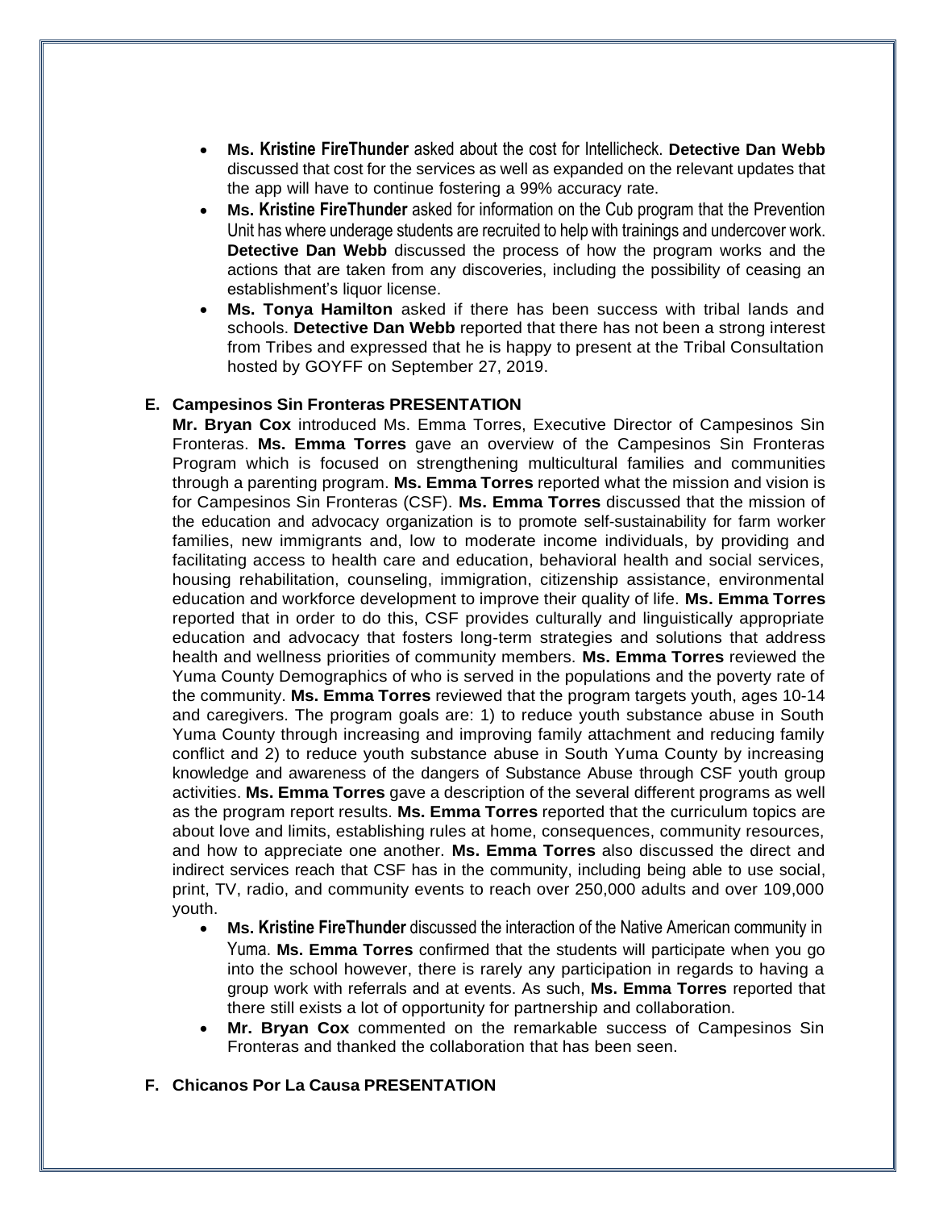- **Ms. Kristine FireThunder** asked about the cost for Intellicheck. **Detective Dan Webb** discussed that cost for the services as well as expanded on the relevant updates that the app will have to continue fostering a 99% accuracy rate.
- **Ms. Kristine FireThunder** asked for information on the Cub program that the Prevention Unit has where underage students are recruited to help with trainings and undercover work. **Detective Dan Webb** discussed the process of how the program works and the actions that are taken from any discoveries, including the possibility of ceasing an establishment's liquor license.
- **Ms. Tonya Hamilton** asked if there has been success with tribal lands and schools. **Detective Dan Webb** reported that there has not been a strong interest from Tribes and expressed that he is happy to present at the Tribal Consultation hosted by GOYFF on September 27, 2019.

**E. Campesinos Sin Fronteras PRESENTATION**

**Mr. Bryan Cox** introduced Ms. Emma Torres, Executive Director of Campesinos Sin Fronteras. **Ms. Emma Torres** gave an overview of the Campesinos Sin Fronteras Program which is focused on strengthening multicultural families and communities through a parenting program. **Ms. Emma Torres** reported what the mission and vision is for Campesinos Sin Fronteras (CSF). **Ms. Emma Torres** discussed that the mission of the education and advocacy organization is to promote self-sustainability for farm worker families, new immigrants and, low to moderate income individuals, by providing and facilitating access to health care and education, behavioral health and social services, housing rehabilitation, counseling, immigration, citizenship assistance, environmental education and workforce development to improve their quality of life. **Ms. Emma Torres** reported that in order to do this, CSF provides culturally and linguistically appropriate education and advocacy that fosters long-term strategies and solutions that address health and wellness priorities of community members. **Ms. Emma Torres** reviewed the Yuma County Demographics of who is served in the populations and the poverty rate of the community. **Ms. Emma Torres** reviewed that the program targets youth, ages 10-14 and caregivers. The program goals are: 1) to reduce youth substance abuse in South Yuma County through increasing and improving family attachment and reducing family conflict and 2) to reduce youth substance abuse in South Yuma County by increasing knowledge and awareness of the dangers of Substance Abuse through CSF youth group activities. **Ms. Emma Torres** gave a description of the several different programs as well as the program report results. **Ms. Emma Torres** reported that the curriculum topics are about love and limits, establishing rules at home, consequences, community resources, and how to appreciate one another. **Ms. Emma Torres** also discussed the direct and indirect services reach that CSF has in the community, including being able to use social, print, TV, radio, and community events to reach over 250,000 adults and over 109,000 youth.

- **Ms. Kristine FireThunder** discussed the interaction of the Native American community in Yuma. **Ms. Emma Torres** confirmed that the students will participate when you go into the school however, there is rarely any participation in regards to having a group work with referrals and at events. As such, **Ms. Emma Torres** reported that there still exists a lot of opportunity for partnership and collaboration.
- **Mr. Bryan Cox** commented on the remarkable success of Campesinos Sin Fronteras and thanked the collaboration that has been seen.

**F. Chicanos Por La Causa PRESENTATION**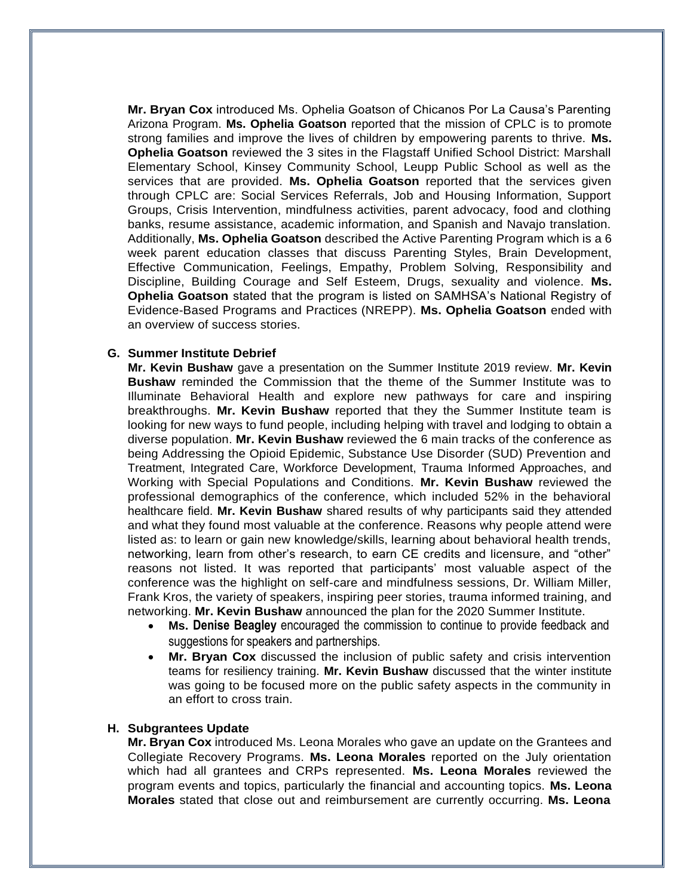**Mr. Bryan Cox** introduced Ms. Ophelia Goatson of Chicanos Por La Causa's Parenting Arizona Program. **Ms. Ophelia Goatson** reported that the mission of CPLC is to promote strong families and improve the lives of children by empowering parents to thrive. **Ms. Ophelia Goatson** reviewed the 3 sites in the Flagstaff Unified School District: Marshall Elementary School, Kinsey Community School, Leupp Public School as well as the services that are provided. **Ms. Ophelia Goatson** reported that the services given through CPLC are: Social Services Referrals, Job and Housing Information, Support Groups, Crisis Intervention, mindfulness activities, parent advocacy, food and clothing banks, resume assistance, academic information, and Spanish and Navajo translation. Additionally, **Ms. Ophelia Goatson** described the Active Parenting Program which is a 6 week parent education classes that discuss Parenting Styles, Brain Development, Effective Communication, Feelings, Empathy, Problem Solving, Responsibility and Discipline, Building Courage and Self Esteem, Drugs, sexuality and violence. **Ms. Ophelia Goatson** stated that the program is listed on SAMHSA's National Registry of Evidence-Based Programs and Practices (NREPP). **Ms. Ophelia Goatson** ended with an overview of success stories.

**G. Summer Institute Debrief**

**Mr. Kevin Bushaw** gave a presentation on the Summer Institute 2019 review. **Mr. Kevin Bushaw** reminded the Commission that the theme of the Summer Institute was to Illuminate Behavioral Health and explore new pathways for care and inspiring breakthroughs. **Mr. Kevin Bushaw** reported that they the Summer Institute team is looking for new ways to fund people, including helping with travel and lodging to obtain a diverse population. **Mr. Kevin Bushaw** reviewed the 6 main tracks of the conference as being Addressing the Opioid Epidemic, Substance Use Disorder (SUD) Prevention and Treatment, Integrated Care, Workforce Development, Trauma Informed Approaches, and Working with Special Populations and Conditions. **Mr. Kevin Bushaw** reviewed the professional demographics of the conference, which included 52% in the behavioral healthcare field. **Mr. Kevin Bushaw** shared results of why participants said they attended and what they found most valuable at the conference. Reasons why people attend were listed as: to learn or gain new knowledge/skills, learning about behavioral health trends, networking, learn from other's research, to earn CE credits and licensure, and "other" reasons not listed. It was reported that participants' most valuable aspect of the conference was the highlight on self-care and mindfulness sessions, Dr. William Miller, Frank Kros, the variety of speakers, inspiring peer stories, trauma informed training, and networking. **Mr. Kevin Bushaw** announced the plan for the 2020 Summer Institute.

- **Ms. Denise Beagley** encouraged the commission to continue to provide feedback and suggestions for speakers and partnerships.
- **Mr. Bryan Cox** discussed the inclusion of public safety and crisis intervention teams for resiliency training. **Mr. Kevin Bushaw** discussed that the winter institute was going to be focused more on the public safety aspects in the community in an effort to cross train.

**H. Subgrantees Update**

**Mr. Bryan Cox** introduced Ms. Leona Morales who gave an update on the Grantees and Collegiate Recovery Programs. **Ms. Leona Morales** reported on the July orientation which had all grantees and CRPs represented. **Ms. Leona Morales** reviewed the program events and topics, particularly the financial and accounting topics. **Ms. Leona Morales** stated that close out and reimbursement are currently occurring. **Ms. Leona**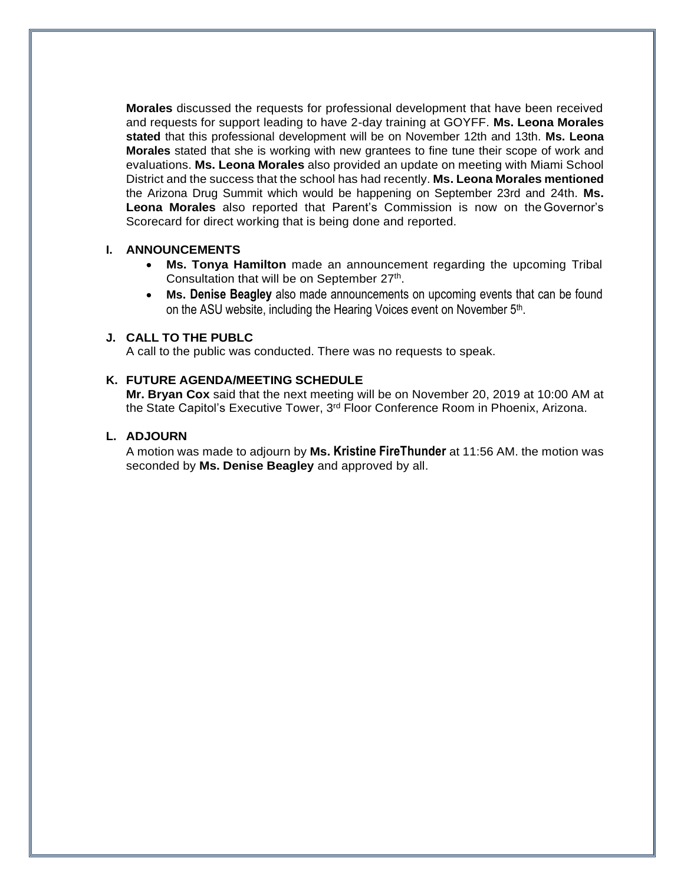**Morales** discussed the requests for professional development that have been received and requests for support leading to have 2-day training at GOYFF. **Ms. Leona Morales stated** that this professional development will be on November 12th and 13th. **Ms. Leona Morales** stated that she is working with new grantees to fine tune their scope of work and evaluations. **Ms. Leona Morales** also provided an update on meeting with Miami School District and the success that the school has had recently. **Ms. Leona Morales mentioned** the Arizona Drug Summit which would be happening on September 23rd and 24th. **Ms. Leona Morales** also reported that Parent's Commission is now on the Governor's Scorecard for direct working that is being done and reported.

## I. ANNOUNCEMENTS

- **Ms. Tonya Hamilton** made an announcement regarding the upcoming Tribal Consultation that will be on September 27th.
- **Ms. Denise Beagley** also made announcements on upcoming events that can be found on the ASU website, including the Hearing Voices event on November 5th.

## J. CALL TO THE PUBLC

A call to the public was conducted. There was no requests to speak.

## K. FUTURE AGENDA/MEETING SCHEDULE

**Mr. Bryan Cox** said that the next meeting will be on November 20, 2019 at 10:00 AM at the State Capitol's Executive Tower, 3rd Floor Conference Room in Phoenix, Arizona.

## L. ADJOURN

A motion was made to adjourn by **Ms. Kristine FireThunder** at 11:56 AM. the motion was seconded by **Ms. Denise Beagley** and approved by all.